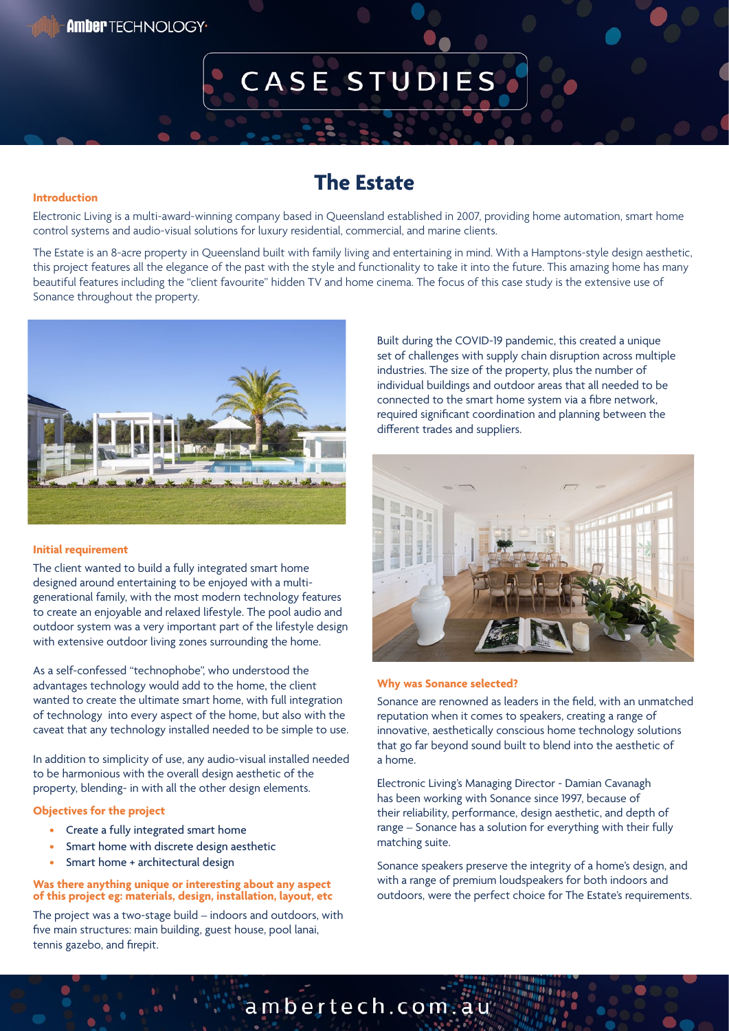# CASE STUDIES

## The Estate

### Introduction

Electronic Living is a multi-award-winning company based in Queensland established in 2007, providing home automation, smart home control systems and audio-visual solutions for luxury residential, commercial, and marine clients.

The Estate is an 8-acre property in Queensland built with family living and entertaining in mind. With a Hamptons-style design aesthetic, this project features all the elegance of the past with the style and functionality to take it into the future. This amazing home has many beautiful features including the "client favourite" hidden TV and home cinema. The focus of this case study is the extensive use of Sonance throughout the property.

### Initial requirement

The client wanted to build a fully integrated smart home designed around entertaining to be enjoyed with a multi-generational family, with the most modern technology features to create an enjoyable and relaxed lifestyle. The pool audio and outdoor system was a very important part of the lifestyle design with extensive outdoor living zones surrounding the home.

As a self-confessed "technophobe", who understood the advantages technology would add to the home, the client wanted to create the ultimate smart home, with full integration of technology into every aspect of the home, but also with the caveat that any technology installed needed to be simple to use.

In addition to simplicity of use, any audio-visual installed needed to be harmonious with the overall design aesthetic of the property, blending- in with all the other design elements.

### Objectives for the project

- Create a fully integrated smart home
- Smart home with discrete design aesthetic
- Smart home + architectural design

### Was there anything unique or interesting about any aspect of this project eg: materials, design, installation, layout, etc

The project was a two-stage build – indoors and outdoors, with five main structures: main building, guest house, pool lanai, tennis gazebo, and firepit.

Built during the COVID-19 pandemic, this created a unique set of challenges with supply chain disruption across multiple industries. The size of the property, plus the number of individual buildings and outdoor areas that all needed to be connected to the smart home system via a fibre network, required significant coordination and planning between the different trades and suppliers.

### Why was Sonance selected?

Sonance are renowned as leaders in the field, with an unmatched reputation when it comes to speakers, creating a range of innovative, aesthetically conscious home technology solutions that go far beyond sound built to blend into the aesthetic of a home.

Electronic Living's Managing Director - Damian Cavanagh has been working with Sonance since 1997, because of their reliability, performance, design aesthetic, and depth of range – Sonance has a solution for everything with their fully matching suite.

Sonance speakers preserve the integrity of a home's design, and with a range of premium loudspeakers for both indoors and outdoors, were the perfect choice for The Estate's requirements.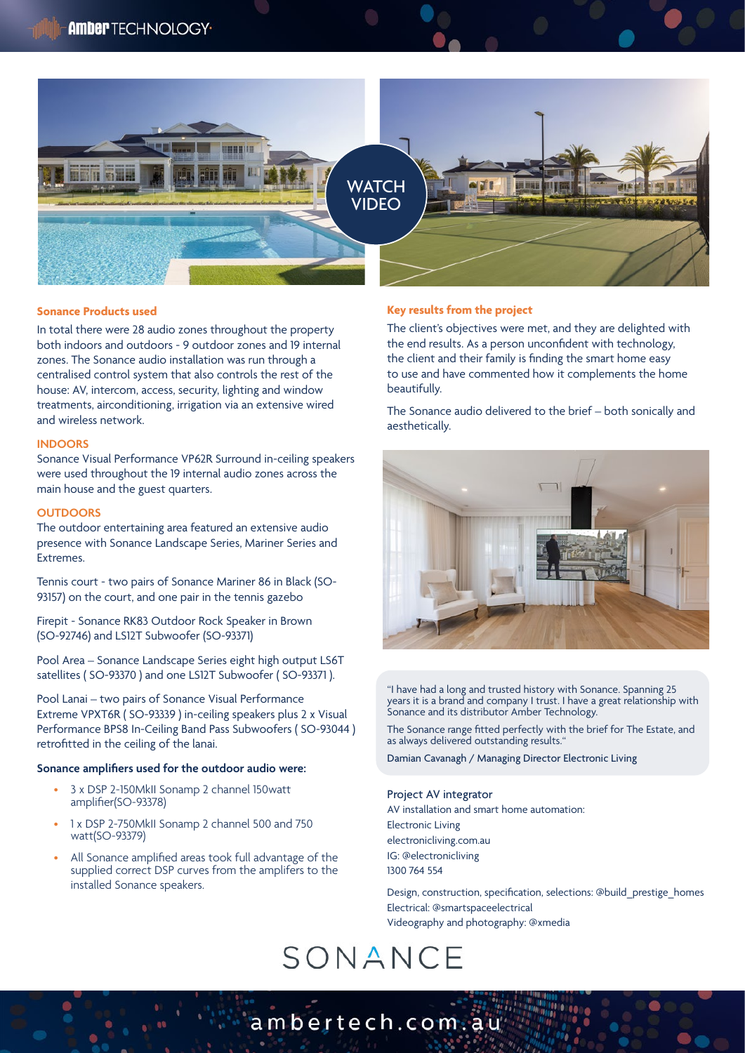WATCH VIDEO

## Sonance Products used

In total there were 28 audio zones throughout the property both indoors and outdoors - 9 outdoor zones and 19 internal zones. The Sonance audio installation was run through a centralised control system that also controls the rest of the house: AV, intercom, access, security, lighting and window treatments, airconditioning, irrigation via an extensive wired and wireless network.

### INDOORS

Sonance Visual Performance VP62R Surround in-ceiling speakers were used throughout the 19 internal audio zones across the main house and the guest quarters.

### OUTDOORS

The outdoor entertaining area featured an extensive audio presence with Sonance Landscape Series, Mariner Series and Extremes.

Tennis court - two pairs of Sonance Mariner 86 in Black (SO-93157) on the court, and one pair in the tennis gazebo

Firepit - Sonance RK83 Outdoor Rock Speaker in Brown (SO-92746) and LS12T Subwoofer (SO-93371)

Pool Area – Sonance Landscape Series eight high output LS6T satellites ( SO-93370 ) and one LS12T Subwoofer ( SO-93371 ).

Pool Lanai – two pairs of Sonance Visual Performance Extreme VPXT6R ( SO-93339 ) in-ceiling speakers plus 2 x Visual Performance BPS8 In-Ceiling Band Pass Subwoofers ( SO-93044 ) retrofitted in the ceiling of the lanai.

**Sonance amplifiers used for the outdoor audio were:**

- 3 x DSP 2-150MkII Sonamp 2 channel 150watt amplifier(SO-93378)
- 1 x DSP 2-750MkII Sonamp 2 channel 500 and 750 watt(SO-93379)
- All Sonance amplified areas took full advantage of the supplied correct DSP curves from the amplifers to the installed Sonance speakers.

## Key results from the project

The client's objectives were met, and they are delighted with the end results. As a person unconfident with technology, the client and their family is finding the smart home easy to use and have commented how it complements the home beautifully.

The Sonance audio delivered to the brief – both sonically and aesthetically.

"I have had a long and trusted history with Sonance. Spanning 25 years it is a brand and company I trust. I have a great relationship with Sonance and its distributor Amber Technology.

The Sonance range fitted perfectly with the brief for The Estate, and as always delivered outstanding results."

Damian Cavanagh / Managing Director Electronic Living

Project AV integrator

AV installation and smart home automation:
Electronic Living
electronicliving.com.au
IG: @electronicliving
1300 764 554

Design, construction, specification, selections: @build_prestige_homes
Electrical: @smartspaceelectrical
Videography and photography: @xmedia

SONANCE

ambertech.com.au